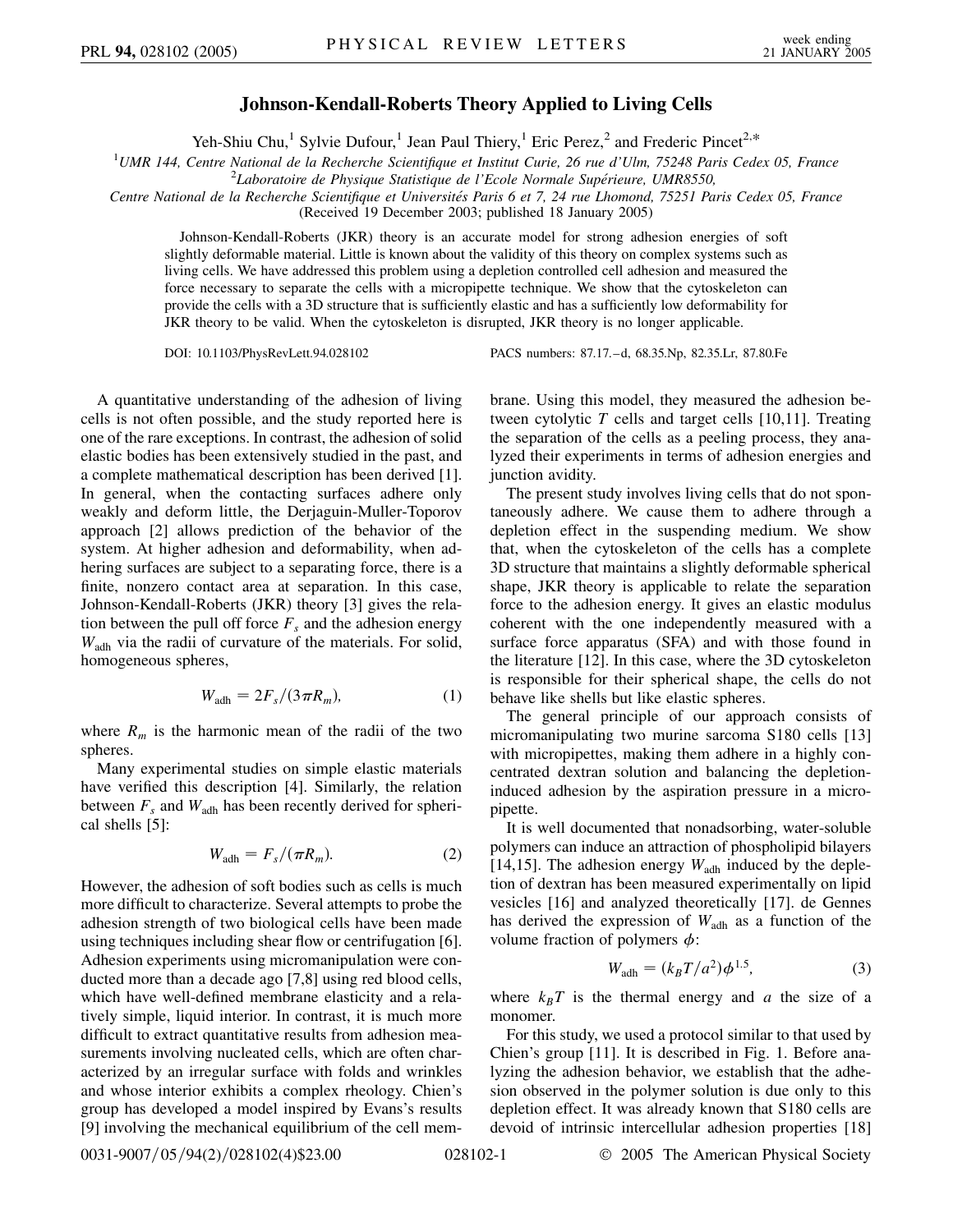# Johnson-Kendall-Roberts Theory Applied to Living Cells

Yeh-Shiu Chu,[1] Sylvie Dufour,[1] Jean Paul Thiery,[1] Eric Perez,[2] and Frederic Pincet[2,*]

[1]*UMR 144, Centre National de la Recherche Scientifique et Institut Curie, 26 rue d'Ulm, 75248 Paris Cedex 05, France*
[2]*Laboratoire de Physique Statistique de l'Ecole Normale Supérieure, UMR8550, Centre National de la Recherche Scientifique et Universités Paris 6 et 7, 24 rue Lhomond, 75251 Paris Cedex 05, France*
(Received 19 December 2003; published 18 January 2005)

Johnson-Kendall-Roberts (JKR) theory is an accurate model for strong adhesion energies of soft slightly deformable material. Little is known about the validity of this theory on complex systems such as living cells. We have addressed this problem using a depletion controlled cell adhesion and measured the force necessary to separate the cells with a micropipette technique. We show that the cytoskeleton can provide the cells with a 3D structure that is sufficiently elastic and has a sufficiently low deformability for JKR theory to be valid. When the cytoskeleton is disrupted, JKR theory is no longer applicable.

DOI: 10.1103/PhysRevLett.94.028102 PACS numbers: 87.17.–d, 68.35.Np, 82.35.Lr, 87.80.Fe

A quantitative understanding of the adhesion of living cells is not often possible, and the study reported here is one of the rare exceptions. In contrast, the adhesion of solid elastic bodies has been extensively studied in the past, and a complete mathematical description has been derived [1]. In general, when the contacting surfaces adhere only weakly and deform little, the Derjaguin-Muller-Toporov approach [2] allows prediction of the behavior of the system. At higher adhesion and deformability, when adhering surfaces are subject to a separating force, there is a finite, nonzero contact area at separation. In this case, Johnson-Kendall-Roberts (JKR) theory [3] gives the relation between the pull off force $F_s$ and the adhesion energy $W_{\mathrm{adh}}$ via the radii of curvature of the materials. For solid, homogeneous spheres,

$$W_{\mathrm{adh}} = 2F_s/(3\pi R_m), \tag{1}$$

where $R_m$ is the harmonic mean of the radii of the two spheres.

Many experimental studies on simple elastic materials have verified this description [4]. Similarly, the relation between $F_s$ and $W_{\mathrm{adh}}$ has been recently derived for spherical shells [5]:

$$W_{\mathrm{adh}} = F_s/(\pi R_m). \tag{2}$$

However, the adhesion of soft bodies such as cells is much more difficult to characterize. Several attempts to probe the adhesion strength of two biological cells have been made using techniques including shear flow or centrifugation [6]. Adhesion experiments using micromanipulation were conducted more than a decade ago [7,8] using red blood cells, which have well-defined membrane elasticity and a relatively simple, liquid interior. In contrast, it is much more difficult to extract quantitative results from adhesion measurements involving nucleated cells, which are often characterized by an irregular surface with folds and wrinkles and whose interior exhibits a complex rheology. Chien's group has developed a model inspired by Evans's results [9] involving the mechanical equilibrium of the cell membrane. Using this model, they measured the adhesion between cytolytic $T$ cells and target cells [10,11]. Treating the separation of the cells as a peeling process, they analyzed their experiments in terms of adhesion energies and junction avidity.

The present study involves living cells that do not spontaneously adhere. We cause them to adhere through a depletion effect in the suspending medium. We show that, when the cytoskeleton of the cells has a complete 3D structure that maintains a slightly deformable spherical shape, JKR theory is applicable to relate the separation force to the adhesion energy. It gives an elastic modulus coherent with the one independently measured with a surface force apparatus (SFA) and with those found in the literature [12]. In this case, where the 3D cytoskeleton is responsible for their spherical shape, the cells do not behave like shells but like elastic spheres.

The general principle of our approach consists of micromanipulating two murine sarcoma S180 cells [13] with micropipettes, making them adhere in a highly concentrated dextran solution and balancing the depletion-induced adhesion by the aspiration pressure in a micropipette.

It is well documented that nonadsorbing, water-soluble polymers can induce an attraction of phospholipid bilayers [14,15]. The adhesion energy $W_{\mathrm{adh}}$ induced by the depletion of dextran has been measured experimentally on lipid vesicles [16] and analyzed theoretically [17]. de Gennes has derived the expression of $W_{\mathrm{adh}}$ as a function of the volume fraction of polymers $\phi$:

$$W_{\mathrm{adh}} = (k_BT/a^2)\phi^{1.5}, \tag{3}$$

where $k_BT$ is the thermal energy and $a$ the size of a monomer.

For this study, we used a protocol similar to that used by Chien's group [11]. It is described in Fig. 1. Before analyzing the adhesion behavior, we establish that the adhesion observed in the polymer solution is due only to this depletion effect. It was already known that S180 cells are devoid of intrinsic intercellular adhesion properties [18]

0031-9007/05/94(2)/028102(4)$23.00 © 2005 The American Physical Society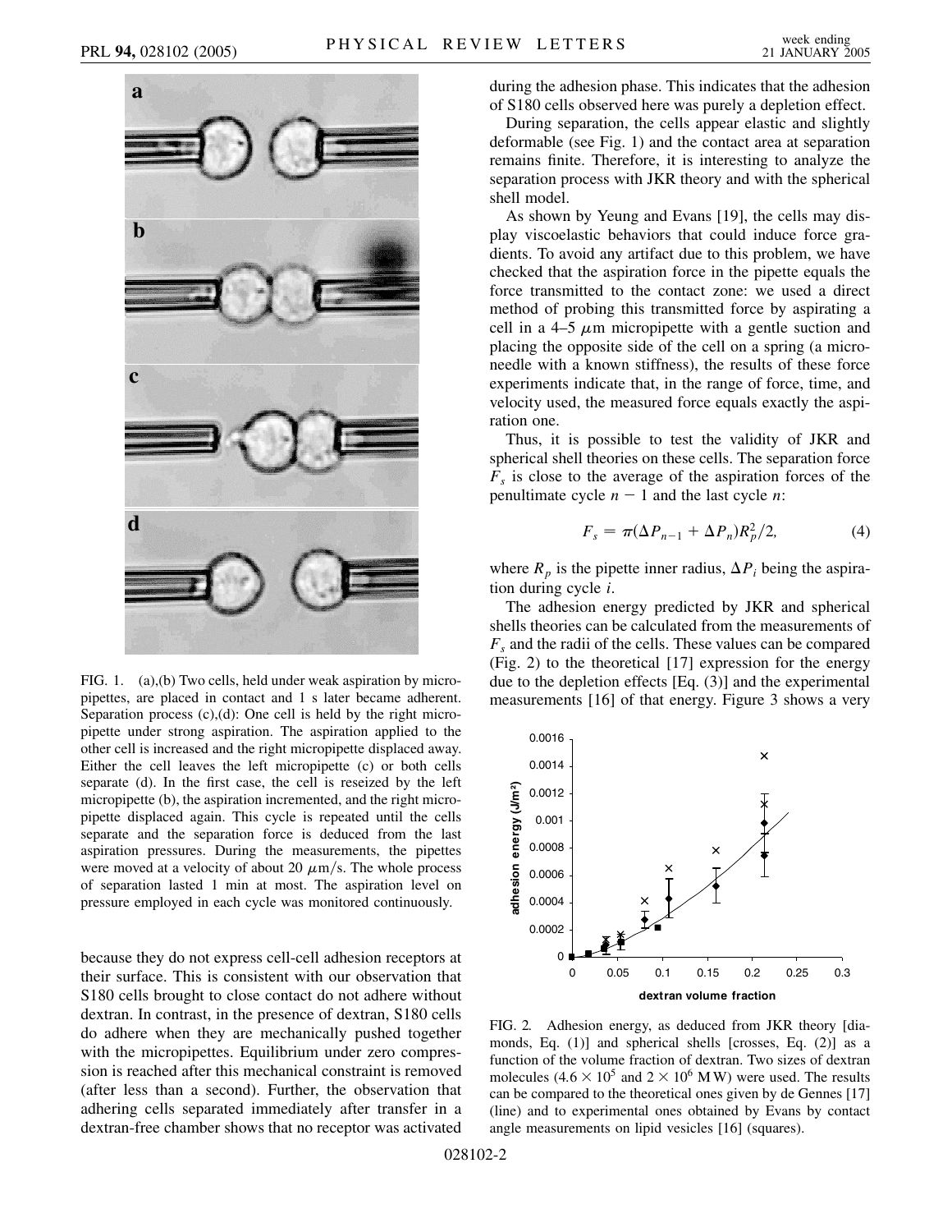FIG. 1. (a),(b) Two cells, held under weak aspiration by micropipettes, are placed in contact and 1 s later became adherent. Separation process (c),(d): One cell is held by the right micropipette under strong aspiration. The aspiration applied to the other cell is increased and the right micropipette displaced away. Either the cell leaves the left micropipette (c) or both cells separate (d). In the first case, the cell is reseized by the left micropipette (b), the aspiration incremented, and the right micropipette displaced again. This cycle is repeated until the cells separate and the separation force is deduced from the last aspiration pressures. During the measurements, the pipettes were moved at a velocity of about 20 $\mu$m/s. The whole process of separation lasted 1 min at most. The aspiration level on pressure employed in each cycle was monitored continuously.

because they do not express cell-cell adhesion receptors at their surface. This is consistent with our observation that S180 cells brought to close contact do not adhere without dextran. In contrast, in the presence of dextran, S180 cells do adhere when they are mechanically pushed together with the micropipettes. Equilibrium under zero compression is reached after this mechanical constraint is removed (after less than a second). Further, the observation that adhering cells separated immediately after transfer in a dextran-free chamber shows that no receptor was activated during the adhesion phase. This indicates that the adhesion of S180 cells observed here was purely a depletion effect.

During separation, the cells appear elastic and slightly deformable (see Fig. 1) and the contact area at separation remains finite. Therefore, it is interesting to analyze the separation process with JKR theory and with the spherical shell model.

As shown by Yeung and Evans [19], the cells may display viscoelastic behaviors that could induce force gradients. To avoid any artifact due to this problem, we have checked that the aspiration force in the pipette equals the force transmitted to the contact zone: we used a direct method of probing this transmitted force by aspirating a cell in a 4–5 $\mu$m micropipette with a gentle suction and placing the opposite side of the cell on a spring (a microneedle with a known stiffness), the results of these force experiments indicate that, in the range of force, time, and velocity used, the measured force equals exactly the aspiration one.

Thus, it is possible to test the validity of JKR and spherical shell theories on these cells. The separation force $F_s$ is close to the average of the aspiration forces of the penultimate cycle $n - 1$ and the last cycle $n$:

$$F_s = \pi(\Delta P_{n-1} + \Delta P_n)R_p^2/2, \tag{4}$$

where $R_p$ is the pipette inner radius, $\Delta P_i$ being the aspiration during cycle $i$.

The adhesion energy predicted by JKR and spherical shells theories can be calculated from the measurements of $F_s$ and the radii of the cells. These values can be compared (Fig. 2) to the theoretical [17] expression for the energy due to the depletion effects [Eq. (3)] and the experimental measurements [16] of that energy. Figure 3 shows a very

FIG. 2. Adhesion energy, as deduced from JKR theory [diamonds, Eq. (1)] and spherical shells [crosses, Eq. (2)] as a function of the volume fraction of dextran. Two sizes of dextran molecules ($4.6 \times 10^5$ and $2 \times 10^6$ M W) were used. The results can be compared to the theoretical ones given by de Gennes [17] (line) and to experimental ones obtained by Evans by contact angle measurements on lipid vesicles [16] (squares).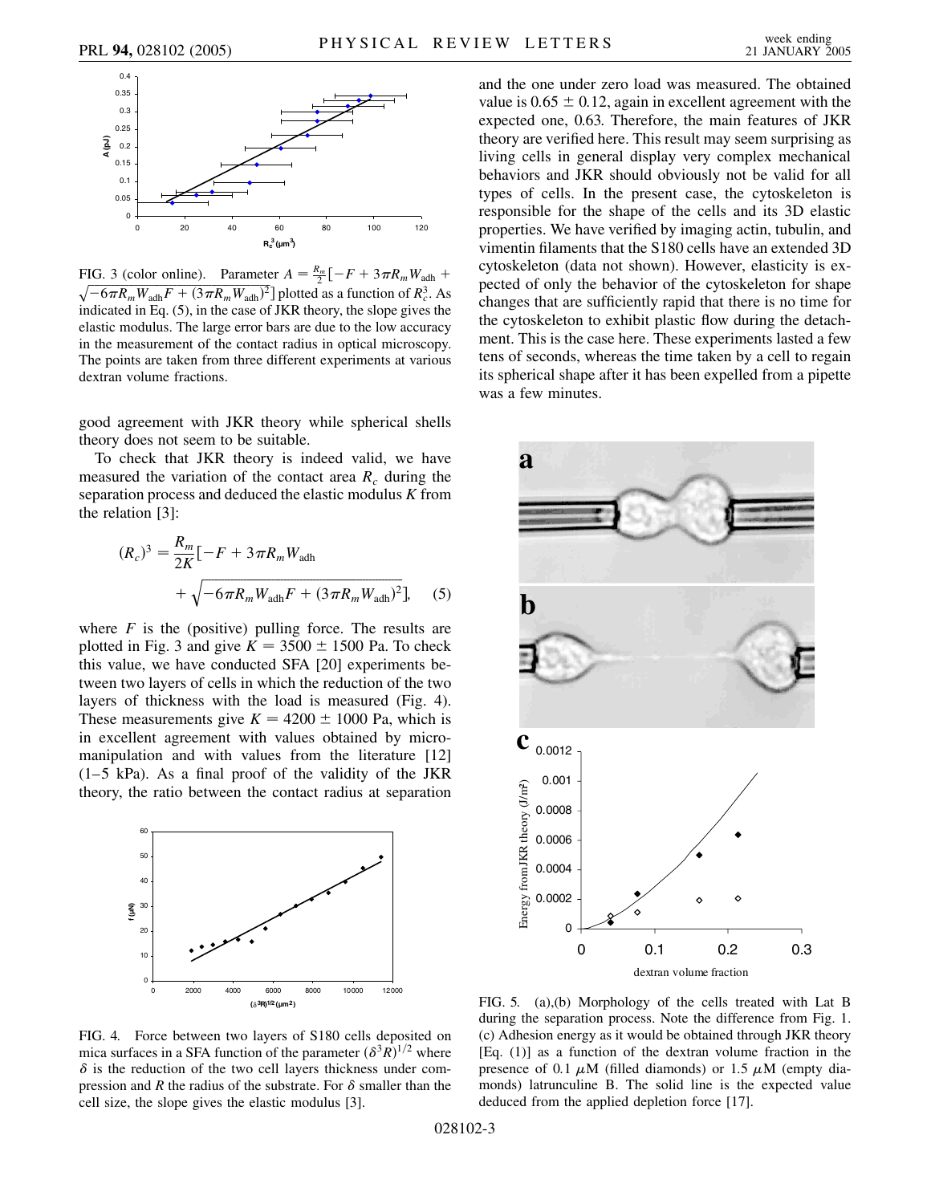FIG. 3 (color online). Parameter $A = \frac{R_m}{2}[-F + 3\pi R_m W_{\rm adh} + \sqrt{-6\pi R_m W_{\rm adh} F + (3\pi R_m W_{\rm adh})^2}]$ plotted as a function of $R_c^3$. As indicated in Eq. (5), in the case of JKR theory, the slope gives the elastic modulus. The large error bars are due to the low accuracy in the measurement of the contact radius in optical microscopy. The points are taken from three different experiments at various dextran volume fractions.

good agreement with JKR theory while spherical shells theory does not seem to be suitable.

To check that JKR theory is indeed valid, we have measured the variation of the contact area $R_c$ during the separation process and deduced the elastic modulus $K$ from the relation [3]:

$$(R_c)^3 = \frac{R_m}{2K}[-F + 3\pi R_m W_{\rm adh} + \sqrt{-6\pi R_m W_{\rm adh} F + (3\pi R_m W_{\rm adh})^2}], \quad (5)$$

where $F$ is the (positive) pulling force. The results are plotted in Fig. 3 and give $K = 3500 \pm 1500$ Pa. To check this value, we have conducted SFA [20] experiments between two layers of cells in which the reduction of the two layers of thickness with the load is measured (Fig. 4). These measurements give $K = 4200 \pm 1000$ Pa, which is in excellent agreement with values obtained by micromanipulation and with values from the literature [12] (1–5 kPa). As a final proof of the validity of the JKR theory, the ratio between the contact radius at separation and the one under zero load was measured. The obtained value is $0.65 \pm 0.12$, again in excellent agreement with the expected one, 0.63. Therefore, the main features of JKR theory are verified here. This result may seem surprising as living cells in general display very complex mechanical behaviors and JKR should obviously not be valid for all types of cells. In the present case, the cytoskeleton is responsible for the shape of the cells and its 3D elastic properties. We have verified by imaging actin, tubulin, and vimentin filaments that the S180 cells have an extended 3D cytoskeleton (data not shown). However, elasticity is expected of only the behavior of the cytoskeleton for shape changes that are sufficiently rapid that there is no time for the cytoskeleton to exhibit plastic flow during the detachment. This is the case here. These experiments lasted a few tens of seconds, whereas the time taken by a cell to regain its spherical shape after it has been expelled from a pipette was a few minutes.

FIG. 4. Force between two layers of S180 cells deposited on mica surfaces in a SFA function of the parameter $(\delta^3 R)^{1/2}$ where $\delta$ is the reduction of the two cell layers thickness under compression and $R$ the radius of the substrate. For $\delta$ smaller than the cell size, the slope gives the elastic modulus [3].

FIG. 5. (a),(b) Morphology of the cells treated with Lat B during the separation process. Note the difference from Fig. 1. (c) Adhesion energy as it would be obtained through JKR theory [Eq. (1)] as a function of the dextran volume fraction in the presence of 0.1 $\mu$M (filled diamonds) or 1.5 $\mu$M (empty diamonds) latrunculine B. The solid line is the expected value deduced from the applied depletion force [17].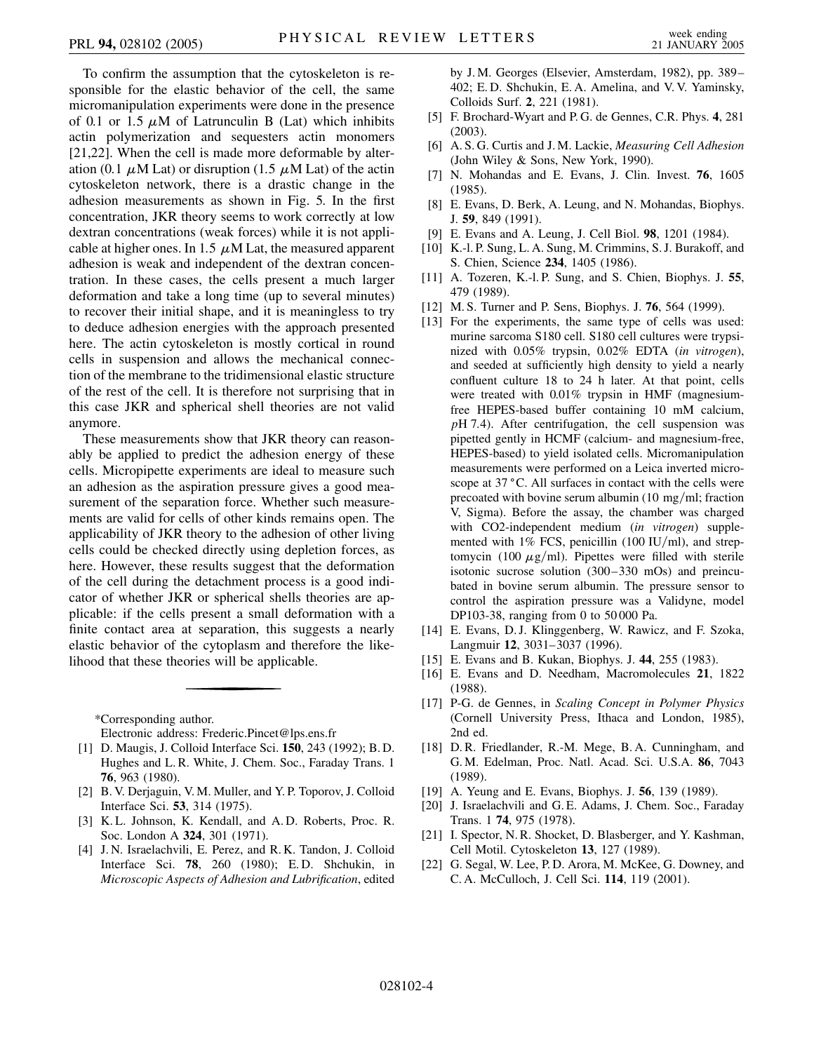To confirm the assumption that the cytoskeleton is responsible for the elastic behavior of the cell, the same micromanipulation experiments were done in the presence of 0.1 or 1.5 $\mu$M of Latrunculin B (Lat) which inhibits actin polymerization and sequesters actin monomers [21,22]. When the cell is made more deformable by alteration (0.1 $\mu$M Lat) or disruption (1.5 $\mu$M Lat) of the actin cytoskeleton network, there is a drastic change in the adhesion measurements as shown in Fig. 5. In the first concentration, JKR theory seems to work correctly at low dextran concentrations (weak forces) while it is not applicable at higher ones. In 1.5 $\mu$M Lat, the measured apparent adhesion is weak and independent of the dextran concentration. In these cases, the cells present a much larger deformation and take a long time (up to several minutes) to recover their initial shape, and it is meaningless to try to deduce adhesion energies with the approach presented here. The actin cytoskeleton is mostly cortical in round cells in suspension and allows the mechanical connection of the membrane to the tridimensional elastic structure of the rest of the cell. It is therefore not surprising that in this case JKR and spherical shell theories are not valid anymore.

These measurements show that JKR theory can reasonably be applied to predict the adhesion energy of these cells. Micropipette experiments are ideal to measure such an adhesion as the aspiration pressure gives a good measurement of the separation force. Whether such measurements are valid for cells of other kinds remains open. The applicability of JKR theory to the adhesion of other living cells could be checked directly using depletion forces, as here. However, these results suggest that the deformation of the cell during the detachment process is a good indicator of whether JKR or spherical shells theories are applicable: if the cells present a small deformation with a finite contact area at separation, this suggests a nearly elastic behavior of the cytoplasm and therefore the likelihood that these theories will be applicable.

---

*Corresponding author.
Electronic address: Frederic.Pincet@lps.ens.fr

[1] D. Maugis, J. Colloid Interface Sci. **150**, 243 (1992); B. D. Hughes and L. R. White, J. Chem. Soc., Faraday Trans. 1 **76**, 963 (1980).

[2] B. V. Derjaguin, V. M. Muller, and Y. P. Toporov, J. Colloid Interface Sci. **53**, 314 (1975).

[3] K. L. Johnson, K. Kendall, and A. D. Roberts, Proc. R. Soc. London A **324**, 301 (1971).

[4] J. N. Israelachvili, E. Perez, and R. K. Tandon, J. Colloid Interface Sci. **78**, 260 (1980); E. D. Shchukin, in *Microscopic Aspects of Adhesion and Lubrification*, edited by J. M. Georges (Elsevier, Amsterdam, 1982), pp. 389–402; E. D. Shchukin, E. A. Amelina, and V. V. Yaminsky, Colloids Surf. **2**, 221 (1981).

[5] F. Brochard-Wyart and P. G. de Gennes, C.R. Phys. **4**, 281 (2003).

[6] A. S. G. Curtis and J. M. Lackie, *Measuring Cell Adhesion* (John Wiley & Sons, New York, 1990).

[7] N. Mohandas and E. Evans, J. Clin. Invest. **76**, 1605 (1985).

[8] E. Evans, D. Berk, A. Leung, and N. Mohandas, Biophys. J. **59**, 849 (1991).

[9] E. Evans and A. Leung, J. Cell Biol. **98**, 1201 (1984).

[10] K.-l. P. Sung, L. A. Sung, M. Crimmins, S. J. Burakoff, and S. Chien, Science **234**, 1405 (1986).

[11] A. Tozeren, K.-l. P. Sung, and S. Chien, Biophys. J. **55**, 479 (1989).

[12] M. S. Turner and P. Sens, Biophys. J. **76**, 564 (1999).

[13] For the experiments, the same type of cells was used: murine sarcoma S180 cell. S180 cell cultures were trypsinized with 0.05% trypsin, 0.02% EDTA (*in vitrogen*), and seeded at sufficiently high density to yield a nearly confluent culture 18 to 24 h later. At that point, cells were treated with 0.01% trypsin in HMF (magnesium-free HEPES-based buffer containing 10 mM calcium, $p$H 7.4). After centrifugation, the cell suspension was pipetted gently in HCMF (calcium- and magnesium-free, HEPES-based) to yield isolated cells. Micromanipulation measurements were performed on a Leica inverted microscope at 37 °C. All surfaces in contact with the cells were precoated with bovine serum albumin (10 mg/ml; fraction V, Sigma). Before the assay, the chamber was charged with CO2-independent medium (*in vitrogen*) supplemented with 1% FCS, penicillin (100 IU/ml), and streptomycin (100 $\mu$g/ml). Pipettes were filled with sterile isotonic sucrose solution (300–330 mOs) and preincubated in bovine serum albumin. The pressure sensor to control the aspiration pressure was a Validyne, model DP103-38, ranging from 0 to 50 000 Pa.

[14] E. Evans, D. J. Klinggenberg, W. Rawicz, and F. Szoka, Langmuir **12**, 3031–3037 (1996).

[15] E. Evans and B. Kukan, Biophys. J. **44**, 255 (1983).

[16] E. Evans and D. Needham, Macromolecules **21**, 1822 (1988).

[17] P-G. de Gennes, in *Scaling Concept in Polymer Physics* (Cornell University Press, Ithaca and London, 1985), 2nd ed.

[18] D. R. Friedlander, R.-M. Mege, B. A. Cunningham, and G. M. Edelman, Proc. Natl. Acad. Sci. U.S.A. **86**, 7043 (1989).

[19] A. Yeung and E. Evans, Biophys. J. **56**, 139 (1989).

[20] J. Israelachvili and G. E. Adams, J. Chem. Soc., Faraday Trans. 1 **74**, 975 (1978).

[21] I. Spector, N. R. Shocket, D. Blasberger, and Y. Kashman, Cell Motil. Cytoskeleton **13**, 127 (1989).

[22] G. Segal, W. Lee, P. D. Arora, M. McKee, G. Downey, and C. A. McCulloch, J. Cell Sci. **114**, 119 (2001).